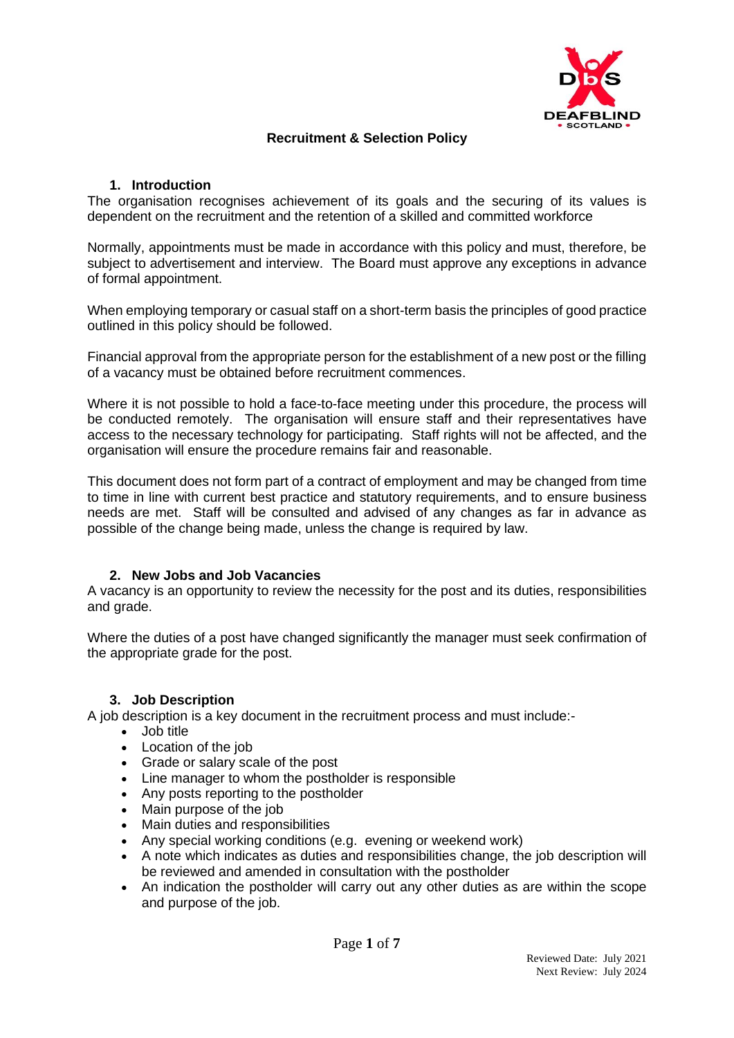# Recruitment & Selection Policy

## 1. Introduction

The organisation recognises achievement of its goals and the securing of its values is dependent on the recruitment and the retention of a skilled and committed workforce

Normally, appointments must be made in accordance with this policy and must, therefore, be subject to advertisement and interview. The Board must approve any exceptions in advance of formal appointment.

When employing temporary or casual staff on a short-term basis the principles of good practice outlined in this policy should be followed.

Financial approval from the appropriate person for the establishment of a new post or the filling of a vacancy must be obtained before recruitment commences.

Where it is not possible to hold a face-to-face meeting under this procedure, the process will be conducted remotely. The organisation will ensure staff and their representatives have access to the necessary technology for participating. Staff rights will not be affected, and the organisation will ensure the procedure remains fair and reasonable.

This document does not form part of a contract of employment and may be changed from time to time in line with current best practice and statutory requirements, and to ensure business needs are met. Staff will be consulted and advised of any changes as far in advance as possible of the change being made, unless the change is required by law.

## 2. New Jobs and Job Vacancies

A vacancy is an opportunity to review the necessity for the post and its duties, responsibilities and grade.

Where the duties of a post have changed significantly the manager must seek confirmation of the appropriate grade for the post.

## 3. Job Description

A job description is a key document in the recruitment process and must include:-

- Job title
- Location of the job
- Grade or salary scale of the post
- Line manager to whom the postholder is responsible
- Any posts reporting to the postholder
- Main purpose of the job
- Main duties and responsibilities
- Any special working conditions (e.g. evening or weekend work)
- A note which indicates as duties and responsibilities change, the job description will be reviewed and amended in consultation with the postholder
- An indication the postholder will carry out any other duties as are within the scope and purpose of the job.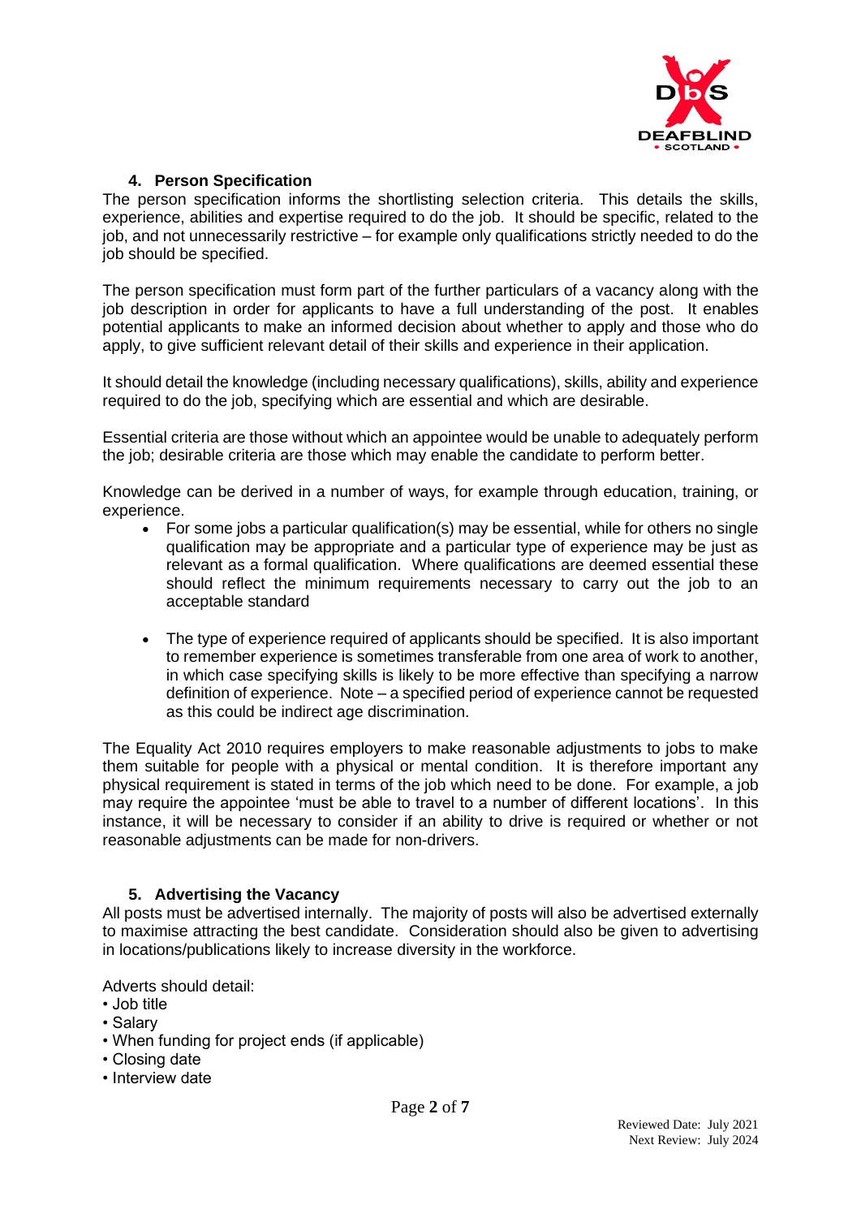## 4. Person Specification

The person specification informs the shortlisting selection criteria. This details the skills, experience, abilities and expertise required to do the job. It should be specific, related to the job, and not unnecessarily restrictive – for example only qualifications strictly needed to do the job should be specified.

The person specification must form part of the further particulars of a vacancy along with the job description in order for applicants to have a full understanding of the post. It enables potential applicants to make an informed decision about whether to apply and those who do apply, to give sufficient relevant detail of their skills and experience in their application.

It should detail the knowledge (including necessary qualifications), skills, ability and experience required to do the job, specifying which are essential and which are desirable.

Essential criteria are those without which an appointee would be unable to adequately perform the job; desirable criteria are those which may enable the candidate to perform better.

Knowledge can be derived in a number of ways, for example through education, training, or experience.

- For some jobs a particular qualification(s) may be essential, while for others no single qualification may be appropriate and a particular type of experience may be just as relevant as a formal qualification. Where qualifications are deemed essential these should reflect the minimum requirements necessary to carry out the job to an acceptable standard

- The type of experience required of applicants should be specified. It is also important to remember experience is sometimes transferable from one area of work to another, in which case specifying skills is likely to be more effective than specifying a narrow definition of experience. Note – a specified period of experience cannot be requested as this could be indirect age discrimination.

The Equality Act 2010 requires employers to make reasonable adjustments to jobs to make them suitable for people with a physical or mental condition. It is therefore important any physical requirement is stated in terms of the job which need to be done. For example, a job may require the appointee 'must be able to travel to a number of different locations'. In this instance, it will be necessary to consider if an ability to drive is required or whether or not reasonable adjustments can be made for non-drivers.

## 5. Advertising the Vacancy

All posts must be advertised internally. The majority of posts will also be advertised externally to maximise attracting the best candidate. Consideration should also be given to advertising in locations/publications likely to increase diversity in the workforce.

Adverts should detail:

- Job title
- Salary
- When funding for project ends (if applicable)
- Closing date
- Interview date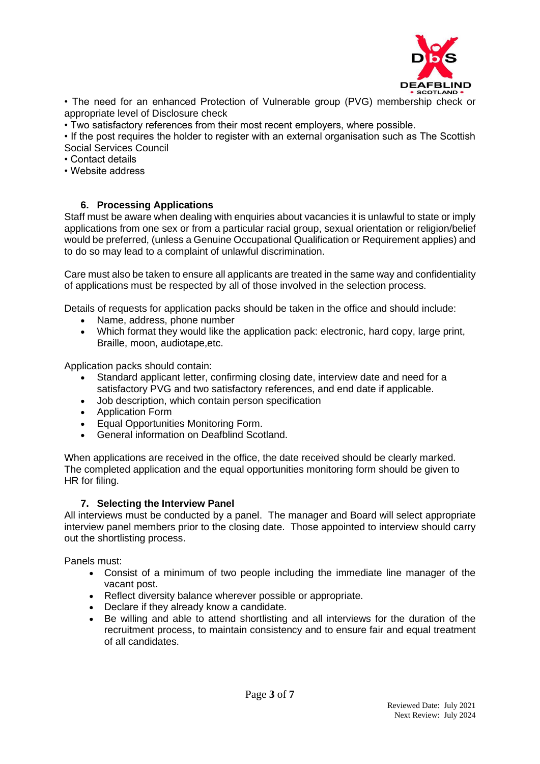- The need for an enhanced Protection of Vulnerable group (PVG) membership check or appropriate level of Disclosure check
- Two satisfactory references from their most recent employers, where possible.
- If the post requires the holder to register with an external organisation such as The Scottish Social Services Council
- Contact details
- Website address

## 6. Processing Applications

Staff must be aware when dealing with enquiries about vacancies it is unlawful to state or imply applications from one sex or from a particular racial group, sexual orientation or religion/belief would be preferred, (unless a Genuine Occupational Qualification or Requirement applies) and to do so may lead to a complaint of unlawful discrimination.

Care must also be taken to ensure all applicants are treated in the same way and confidentiality of applications must be respected by all of those involved in the selection process.

Details of requests for application packs should be taken in the office and should include:

- Name, address, phone number
- Which format they would like the application pack: electronic, hard copy, large print, Braille, moon, audiotape,etc.

Application packs should contain:

- Standard applicant letter, confirming closing date, interview date and need for a satisfactory PVG and two satisfactory references, and end date if applicable.
- Job description, which contain person specification
- Application Form
- Equal Opportunities Monitoring Form.
- General information on Deafblind Scotland.

When applications are received in the office, the date received should be clearly marked. The completed application and the equal opportunities monitoring form should be given to HR for filing.

## 7. Selecting the Interview Panel

All interviews must be conducted by a panel. The manager and Board will select appropriate interview panel members prior to the closing date. Those appointed to interview should carry out the shortlisting process.

Panels must:

- Consist of a minimum of two people including the immediate line manager of the vacant post.
- Reflect diversity balance wherever possible or appropriate.
- Declare if they already know a candidate.
- Be willing and able to attend shortlisting and all interviews for the duration of the recruitment process, to maintain consistency and to ensure fair and equal treatment of all candidates.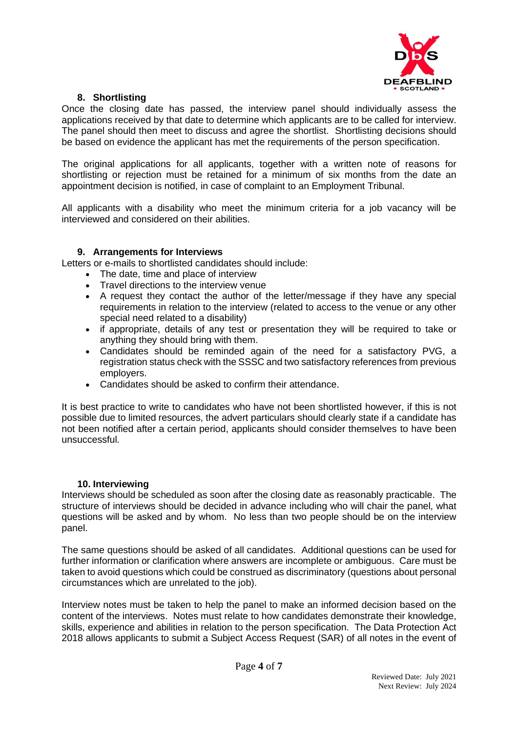## 8. Shortlisting

Once the closing date has passed, the interview panel should individually assess the applications received by that date to determine which applicants are to be called for interview. The panel should then meet to discuss and agree the shortlist. Shortlisting decisions should be based on evidence the applicant has met the requirements of the person specification.

The original applications for all applicants, together with a written note of reasons for shortlisting or rejection must be retained for a minimum of six months from the date an appointment decision is notified, in case of complaint to an Employment Tribunal.

All applicants with a disability who meet the minimum criteria for a job vacancy will be interviewed and considered on their abilities.

## 9. Arrangements for Interviews

Letters or e-mails to shortlisted candidates should include:

- The date, time and place of interview
- Travel directions to the interview venue
- A request they contact the author of the letter/message if they have any special requirements in relation to the interview (related to access to the venue or any other special need related to a disability)
- if appropriate, details of any test or presentation they will be required to take or anything they should bring with them.
- Candidates should be reminded again of the need for a satisfactory PVG, a registration status check with the SSSC and two satisfactory references from previous employers.
- Candidates should be asked to confirm their attendance.

It is best practice to write to candidates who have not been shortlisted however, if this is not possible due to limited resources, the advert particulars should clearly state if a candidate has not been notified after a certain period, applicants should consider themselves to have been unsuccessful.

## 10. Interviewing

Interviews should be scheduled as soon after the closing date as reasonably practicable. The structure of interviews should be decided in advance including who will chair the panel, what questions will be asked and by whom. No less than two people should be on the interview panel.

The same questions should be asked of all candidates. Additional questions can be used for further information or clarification where answers are incomplete or ambiguous. Care must be taken to avoid questions which could be construed as discriminatory (questions about personal circumstances which are unrelated to the job).

Interview notes must be taken to help the panel to make an informed decision based on the content of the interviews. Notes must relate to how candidates demonstrate their knowledge, skills, experience and abilities in relation to the person specification. The Data Protection Act 2018 allows applicants to submit a Subject Access Request (SAR) of all notes in the event of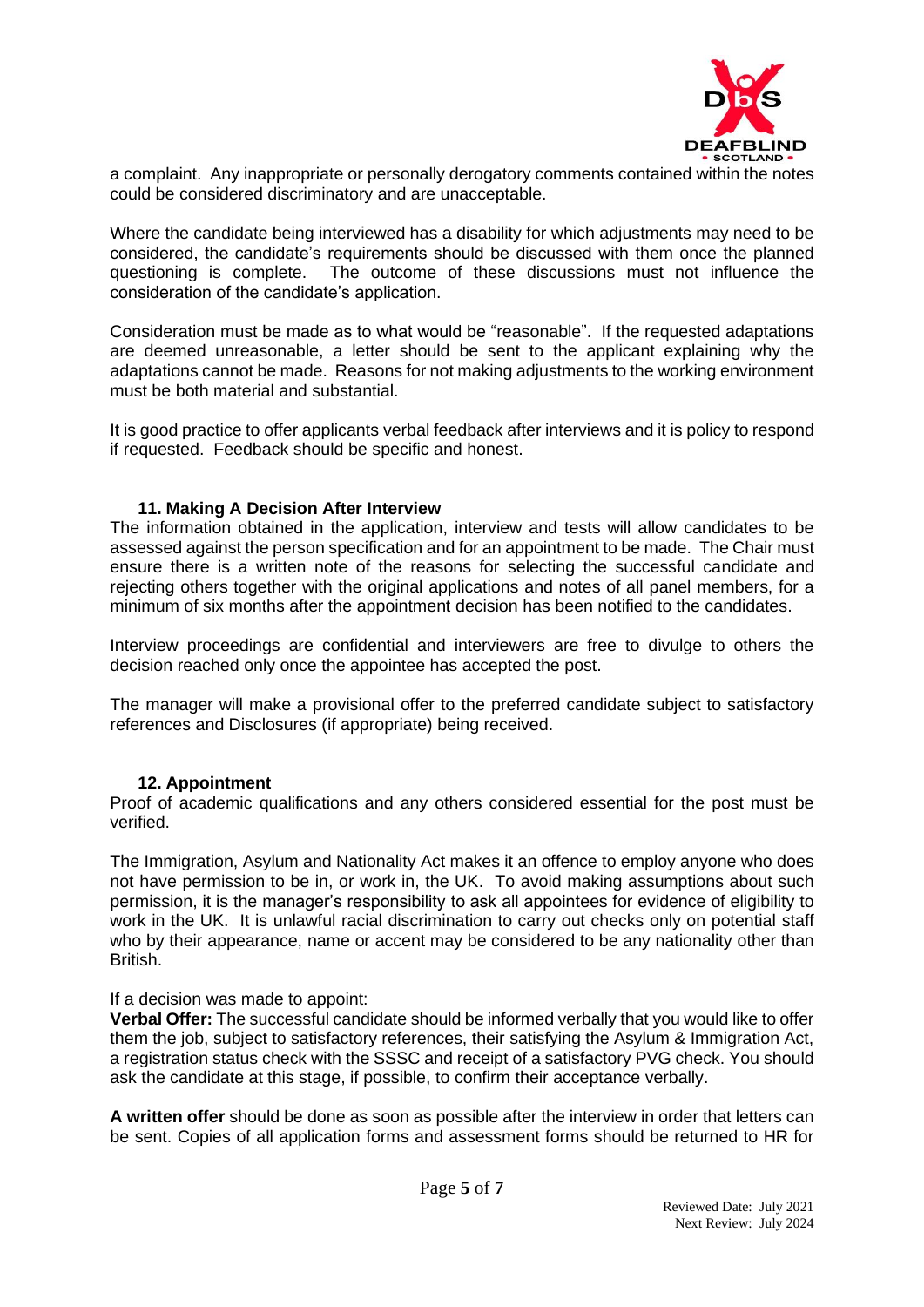a complaint. Any inappropriate or personally derogatory comments contained within the notes could be considered discriminatory and are unacceptable.

Where the candidate being interviewed has a disability for which adjustments may need to be considered, the candidate's requirements should be discussed with them once the planned questioning is complete. The outcome of these discussions must not influence the consideration of the candidate's application.

Consideration must be made as to what would be "reasonable". If the requested adaptations are deemed unreasonable, a letter should be sent to the applicant explaining why the adaptations cannot be made. Reasons for not making adjustments to the working environment must be both material and substantial.

It is good practice to offer applicants verbal feedback after interviews and it is policy to respond if requested. Feedback should be specific and honest.

### 11. Making A Decision After Interview

The information obtained in the application, interview and tests will allow candidates to be assessed against the person specification and for an appointment to be made. The Chair must ensure there is a written note of the reasons for selecting the successful candidate and rejecting others together with the original applications and notes of all panel members, for a minimum of six months after the appointment decision has been notified to the candidates.

Interview proceedings are confidential and interviewers are free to divulge to others the decision reached only once the appointee has accepted the post.

The manager will make a provisional offer to the preferred candidate subject to satisfactory references and Disclosures (if appropriate) being received.

### 12. Appointment

Proof of academic qualifications and any others considered essential for the post must be verified.

The Immigration, Asylum and Nationality Act makes it an offence to employ anyone who does not have permission to be in, or work in, the UK. To avoid making assumptions about such permission, it is the manager's responsibility to ask all appointees for evidence of eligibility to work in the UK. It is unlawful racial discrimination to carry out checks only on potential staff who by their appearance, name or accent may be considered to be any nationality other than British.

If a decision was made to appoint:

**Verbal Offer:** The successful candidate should be informed verbally that you would like to offer them the job, subject to satisfactory references, their satisfying the Asylum & Immigration Act, a registration status check with the SSSC and receipt of a satisfactory PVG check. You should ask the candidate at this stage, if possible, to confirm their acceptance verbally.

**A written offer** should be done as soon as possible after the interview in order that letters can be sent. Copies of all application forms and assessment forms should be returned to HR for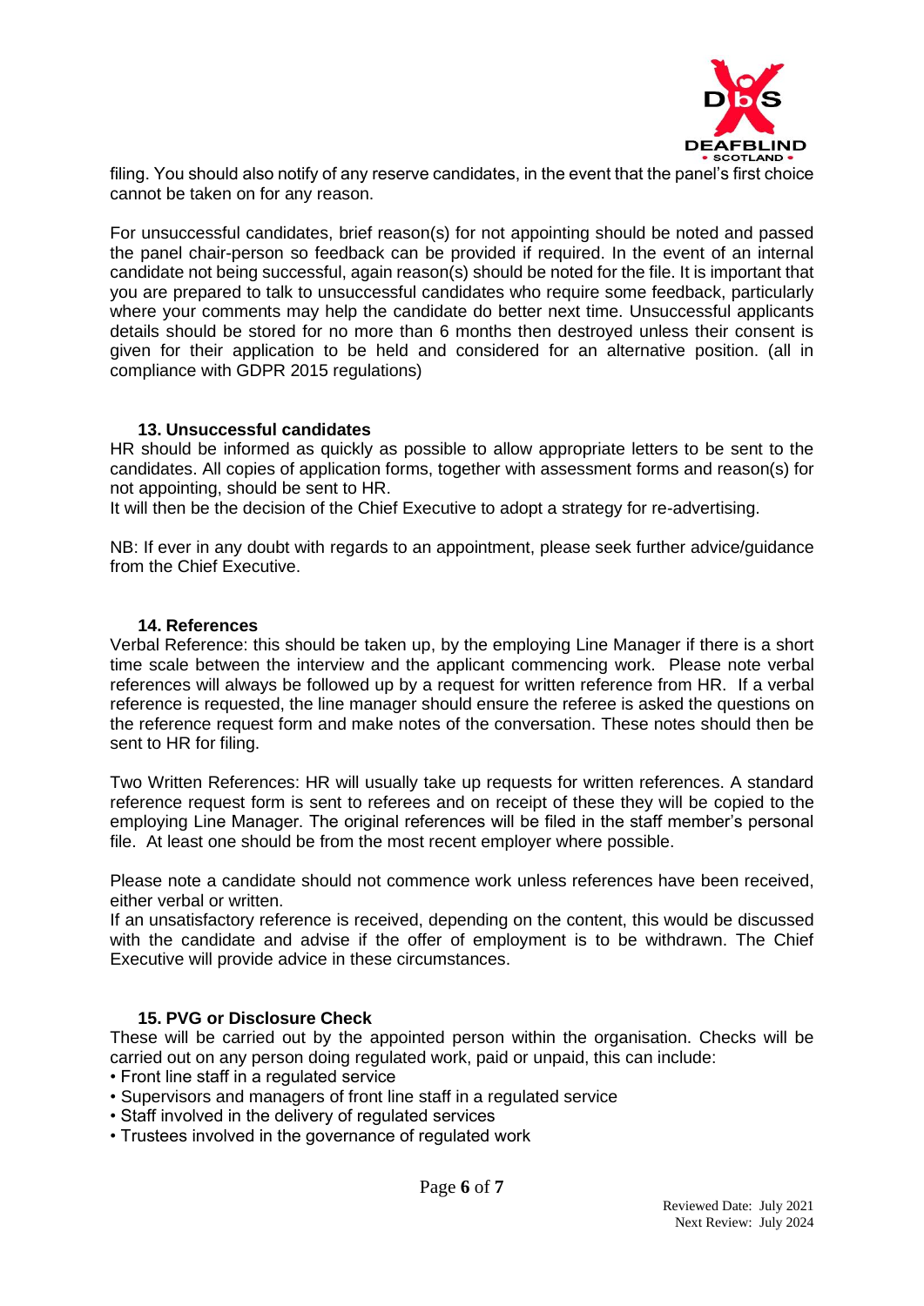filing. You should also notify of any reserve candidates, in the event that the panel's first choice cannot be taken on for any reason.

For unsuccessful candidates, brief reason(s) for not appointing should be noted and passed the panel chair-person so feedback can be provided if required. In the event of an internal candidate not being successful, again reason(s) should be noted for the file. It is important that you are prepared to talk to unsuccessful candidates who require some feedback, particularly where your comments may help the candidate do better next time. Unsuccessful applicants details should be stored for no more than 6 months then destroyed unless their consent is given for their application to be held and considered for an alternative position. (all in compliance with GDPR 2015 regulations)

### 13. Unsuccessful candidates

HR should be informed as quickly as possible to allow appropriate letters to be sent to the candidates. All copies of application forms, together with assessment forms and reason(s) for not appointing, should be sent to HR.

It will then be the decision of the Chief Executive to adopt a strategy for re-advertising.

NB: If ever in any doubt with regards to an appointment, please seek further advice/guidance from the Chief Executive.

### 14. References

Verbal Reference: this should be taken up, by the employing Line Manager if there is a short time scale between the interview and the applicant commencing work. Please note verbal references will always be followed up by a request for written reference from HR. If a verbal reference is requested, the line manager should ensure the referee is asked the questions on the reference request form and make notes of the conversation. These notes should then be sent to HR for filing.

Two Written References: HR will usually take up requests for written references. A standard reference request form is sent to referees and on receipt of these they will be copied to the employing Line Manager. The original references will be filed in the staff member's personal file. At least one should be from the most recent employer where possible.

Please note a candidate should not commence work unless references have been received, either verbal or written.

If an unsatisfactory reference is received, depending on the content, this would be discussed with the candidate and advise if the offer of employment is to be withdrawn. The Chief Executive will provide advice in these circumstances.

### 15. PVG or Disclosure Check

These will be carried out by the appointed person within the organisation. Checks will be carried out on any person doing regulated work, paid or unpaid, this can include:

- Front line staff in a regulated service
- Supervisors and managers of front line staff in a regulated service
- Staff involved in the delivery of regulated services
- Trustees involved in the governance of regulated work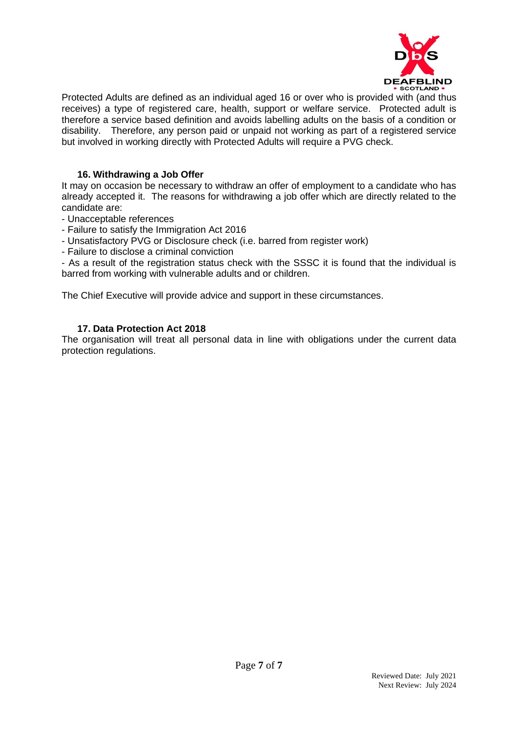Protected Adults are defined as an individual aged 16 or over who is provided with (and thus receives) a type of registered care, health, support or welfare service. Protected adult is therefore a service based definition and avoids labelling adults on the basis of a condition or disability. Therefore, any person paid or unpaid not working as part of a registered service but involved in working directly with Protected Adults will require a PVG check.

### 16. Withdrawing a Job Offer

It may on occasion be necessary to withdraw an offer of employment to a candidate who has already accepted it. The reasons for withdrawing a job offer which are directly related to the candidate are:

- Unacceptable references
- Failure to satisfy the Immigration Act 2016
- Unsatisfactory PVG or Disclosure check (i.e. barred from register work)
- Failure to disclose a criminal conviction
- As a result of the registration status check with the SSSC it is found that the individual is barred from working with vulnerable adults and or children.

The Chief Executive will provide advice and support in these circumstances.

### 17. Data Protection Act 2018

The organisation will treat all personal data in line with obligations under the current data protection regulations.

Reviewed Date: July 2021
Next Review: July 2024